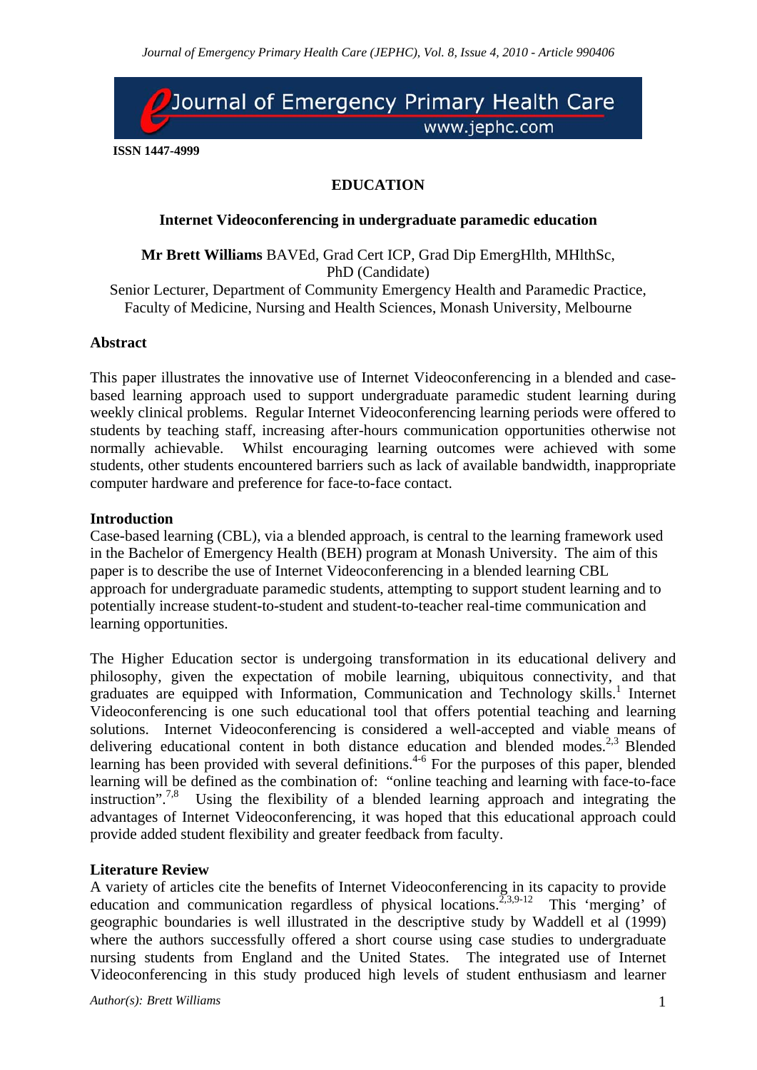ISSN 1447-4999

## EDUCATION

### Internet Videoconferencing in undergraduate paramedic education

**Mr Brett Williams** BAVEd, Grad Cert ICP, Grad Dip EmergHlth, MHlthSc, PhD (Candidate)
Senior Lecturer, Department of Community Emergency Health and Paramedic Practice, Faculty of Medicine, Nursing and Health Sciences, Monash University, Melbourne

### Abstract

This paper illustrates the innovative use of Internet Videoconferencing in a blended and case-based learning approach used to support undergraduate paramedic student learning during weekly clinical problems. Regular Internet Videoconferencing learning periods were offered to students by teaching staff, increasing after-hours communication opportunities otherwise not normally achievable. Whilst encouraging learning outcomes were achieved with some students, other students encountered barriers such as lack of available bandwidth, inappropriate computer hardware and preference for face-to-face contact.

### Introduction

Case-based learning (CBL), via a blended approach, is central to the learning framework used in the Bachelor of Emergency Health (BEH) program at Monash University. The aim of this paper is to describe the use of Internet Videoconferencing in a blended learning CBL approach for undergraduate paramedic students, attempting to support student learning and to potentially increase student-to-student and student-to-teacher real-time communication and learning opportunities.

The Higher Education sector is undergoing transformation in its educational delivery and philosophy, given the expectation of mobile learning, ubiquitous connectivity, and that graduates are equipped with Information, Communication and Technology skills.[1] Internet Videoconferencing is one such educational tool that offers potential teaching and learning solutions. Internet Videoconferencing is considered a well-accepted and viable means of delivering educational content in both distance education and blended modes.[2,3] Blended learning has been provided with several definitions.[4-6] For the purposes of this paper, blended learning will be defined as the combination of: "online teaching and learning with face-to-face instruction".[7,8] Using the flexibility of a blended learning approach and integrating the advantages of Internet Videoconferencing, it was hoped that this educational approach could provide added student flexibility and greater feedback from faculty.

### Literature Review

A variety of articles cite the benefits of Internet Videoconferencing in its capacity to provide education and communication regardless of physical locations.[2,3,9-12] This 'merging' of geographic boundaries is well illustrated in the descriptive study by Waddell et al (1999) where the authors successfully offered a short course using case studies to undergraduate nursing students from England and the United States. The integrated use of Internet Videoconferencing in this study produced high levels of student enthusiasm and learner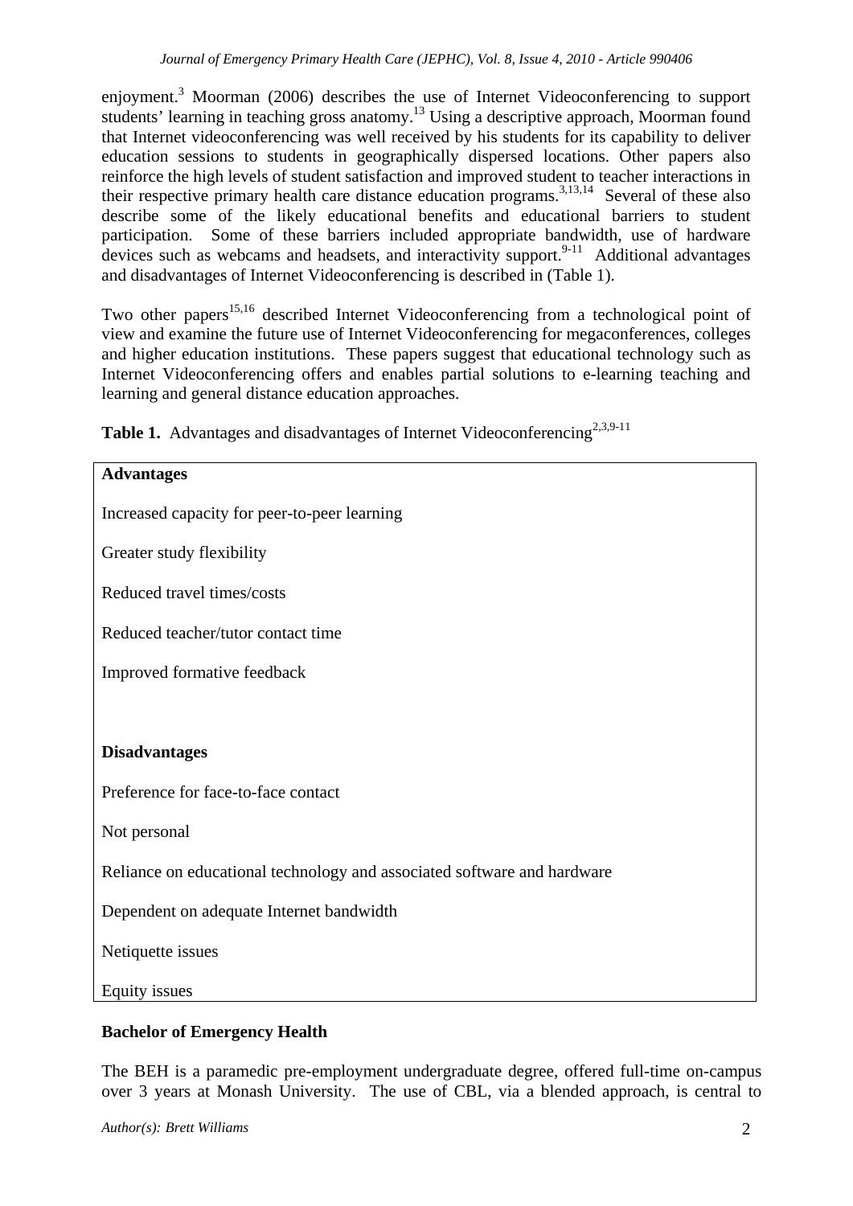enjoyment.[3] Moorman (2006) describes the use of Internet Videoconferencing to support students' learning in teaching gross anatomy.[13] Using a descriptive approach, Moorman found that Internet videoconferencing was well received by his students for its capability to deliver education sessions to students in geographically dispersed locations. Other papers also reinforce the high levels of student satisfaction and improved student to teacher interactions in their respective primary health care distance education programs.[3,13,14] Several of these also describe some of the likely educational benefits and educational barriers to student participation. Some of these barriers included appropriate bandwidth, use of hardware devices such as webcams and headsets, and interactivity support.[9-11] Additional advantages and disadvantages of Internet Videoconferencing is described in (Table 1).

Two other papers[15,16] described Internet Videoconferencing from a technological point of view and examine the future use of Internet Videoconferencing for megaconferences, colleges and higher education institutions. These papers suggest that educational technology such as Internet Videoconferencing offers and enables partial solutions to e-learning teaching and learning and general distance education approaches.

**Table 1.** Advantages and disadvantages of Internet Videoconferencing[2,3,9-11]

| **Advantages** |
|---|
| Increased capacity for peer-to-peer learning |
| Greater study flexibility |
| Reduced travel times/costs |
| Reduced teacher/tutor contact time |
| Improved formative feedback |
| **Disadvantages** |
| Preference for face-to-face contact |
| Not personal |
| Reliance on educational technology and associated software and hardware |
| Dependent on adequate Internet bandwidth |
| Netiquette issues |
| Equity issues |

**Bachelor of Emergency Health**

The BEH is a paramedic pre-employment undergraduate degree, offered full-time on-campus over 3 years at Monash University. The use of CBL, via a blended approach, is central to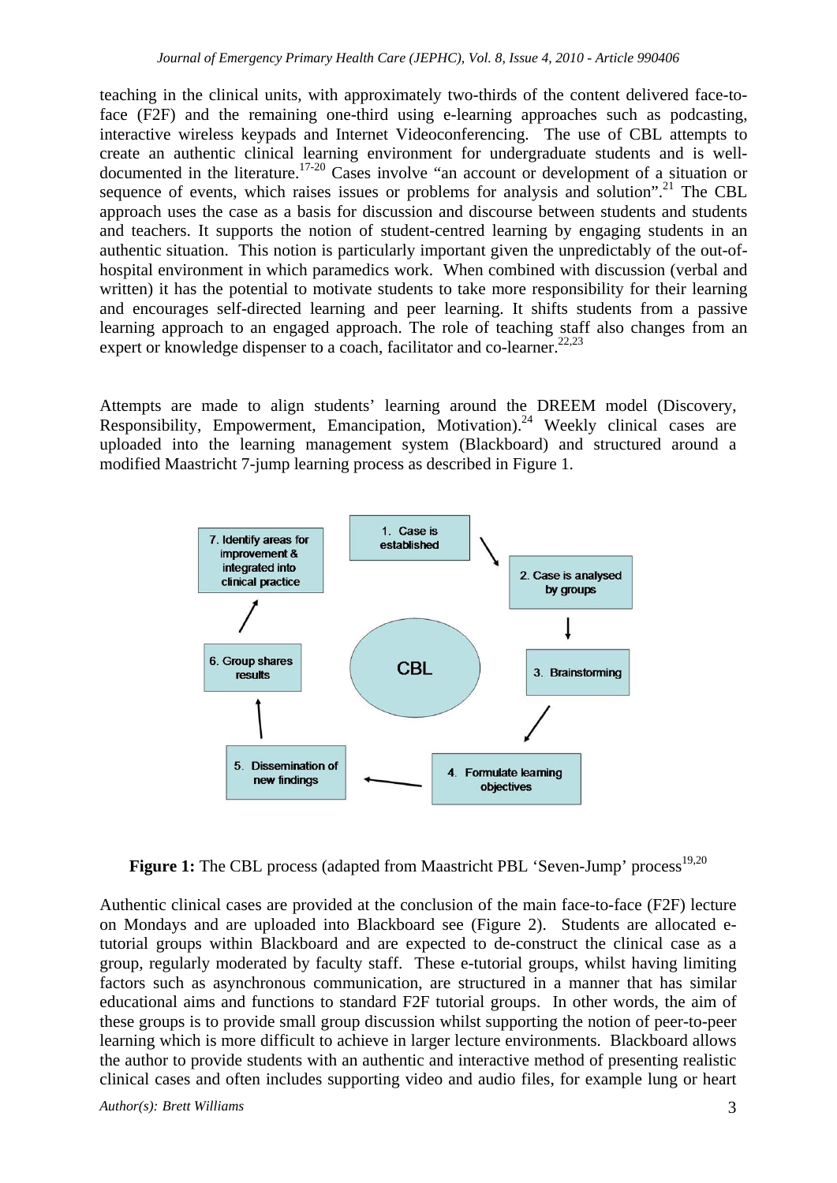teaching in the clinical units, with approximately two-thirds of the content delivered face-to-face (F2F) and the remaining one-third using e-learning approaches such as podcasting, interactive wireless keypads and Internet Videoconferencing. The use of CBL attempts to create an authentic clinical learning environment for undergraduate students and is well-documented in the literature.[17-20] Cases involve "an account or development of a situation or sequence of events, which raises issues or problems for analysis and solution".[21] The CBL approach uses the case as a basis for discussion and discourse between students and students and teachers. It supports the notion of student-centred learning by engaging students in an authentic situation. This notion is particularly important given the unpredictably of the out-of-hospital environment in which paramedics work. When combined with discussion (verbal and written) it has the potential to motivate students to take more responsibility for their learning and encourages self-directed learning and peer learning. It shifts students from a passive learning approach to an engaged approach. The role of teaching staff also changes from an expert or knowledge dispenser to a coach, facilitator and co-learner.[22,23]

Attempts are made to align students' learning around the DREEM model (Discovery, Responsibility, Empowerment, Emancipation, Motivation).[24] Weekly clinical cases are uploaded into the learning management system (Blackboard) and structured around a modified Maastricht 7-jump learning process as described in Figure 1.

1. Case is established
2. Case is analysed by groups
3. Brainstorming
4. Formulate learning objectives
5. Dissemination of new findings
6. Group shares results
7. Identify areas for improvement & integrated into clinical practice

CBL

**Figure 1:** The CBL process (adapted from Maastricht PBL 'Seven-Jump' process[19,20]

Authentic clinical cases are provided at the conclusion of the main face-to-face (F2F) lecture on Mondays and are uploaded into Blackboard see (Figure 2). Students are allocated e-tutorial groups within Blackboard and are expected to de-construct the clinical case as a group, regularly moderated by faculty staff. These e-tutorial groups, whilst having limiting factors such as asynchronous communication, are structured in a manner that has similar educational aims and functions to standard F2F tutorial groups. In other words, the aim of these groups is to provide small group discussion whilst supporting the notion of peer-to-peer learning which is more difficult to achieve in larger lecture environments. Blackboard allows the author to provide students with an authentic and interactive method of presenting realistic clinical cases and often includes supporting video and audio files, for example lung or heart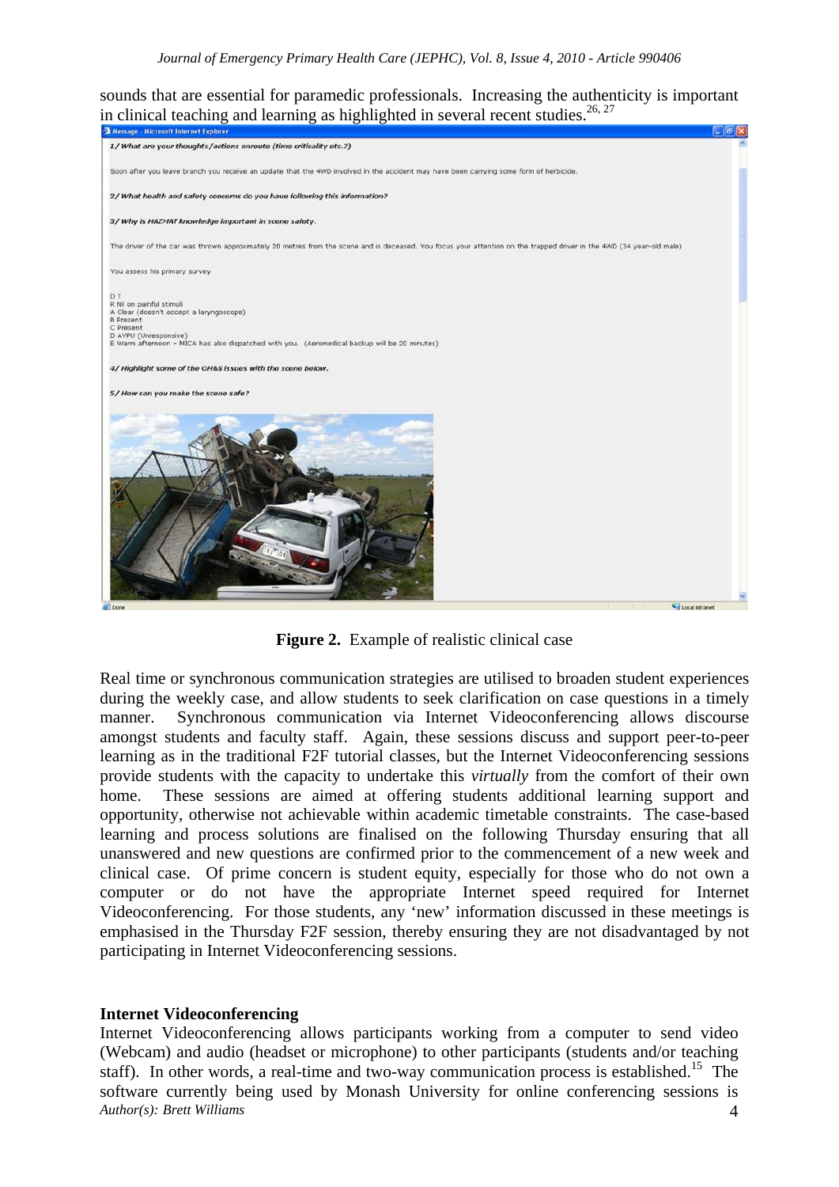sounds that are essential for paramedic professionals. Increasing the authenticity is important in clinical teaching and learning as highlighted in several recent studies.[26, 27]

Message - Microsoft Internet Explorer

*1/ What are your thoughts/actions enroute (time criticality etc.?)*

Soon after you leave branch you receive an update that the 4WD involved in the accident may have been carrying some form of herbicide.

*2/ What health and safety concerns do you have following this information?*

*3/ Why is HAZMAT knowledge important in scene safety.*

The driver of the car was thrown approximately 20 metres from the scene and is deceased. You focus your attention on the trapped driver in the 4WD (34 year-old male)

You assess his primary survey

D ?
R Nil on painful stimuli
A Clear (doesn't accept a laryngoscope)
B Present
C Present
D AVPU (Unresponsive)
E Warm afternoon – MICA has also dispatched with you. (Aeromedical backup will be 20 minutes)

*4/ Highlight some of the OH&S issues with the scene below.*

*5/ How can you make the scene safe?*

**Figure 2.** Example of realistic clinical case

Real time or synchronous communication strategies are utilised to broaden student experiences during the weekly case, and allow students to seek clarification on case questions in a timely manner. Synchronous communication via Internet Videoconferencing allows discourse amongst students and faculty staff. Again, these sessions discuss and support peer-to-peer learning as in the traditional F2F tutorial classes, but the Internet Videoconferencing sessions provide students with the capacity to undertake this *virtually* from the comfort of their own home. These sessions are aimed at offering students additional learning support and opportunity, otherwise not achievable within academic timetable constraints. The case-based learning and process solutions are finalised on the following Thursday ensuring that all unanswered and new questions are confirmed prior to the commencement of a new week and clinical case. Of prime concern is student equity, especially for those who do not own a computer or do not have the appropriate Internet speed required for Internet Videoconferencing. For those students, any 'new' information discussed in these meetings is emphasised in the Thursday F2F session, thereby ensuring they are not disadvantaged by not participating in Internet Videoconferencing sessions.

## Internet Videoconferencing

Internet Videoconferencing allows participants working from a computer to send video (Webcam) and audio (headset or microphone) to other participants (students and/or teaching staff). In other words, a real-time and two-way communication process is established.[15] The software currently being used by Monash University for online conferencing sessions is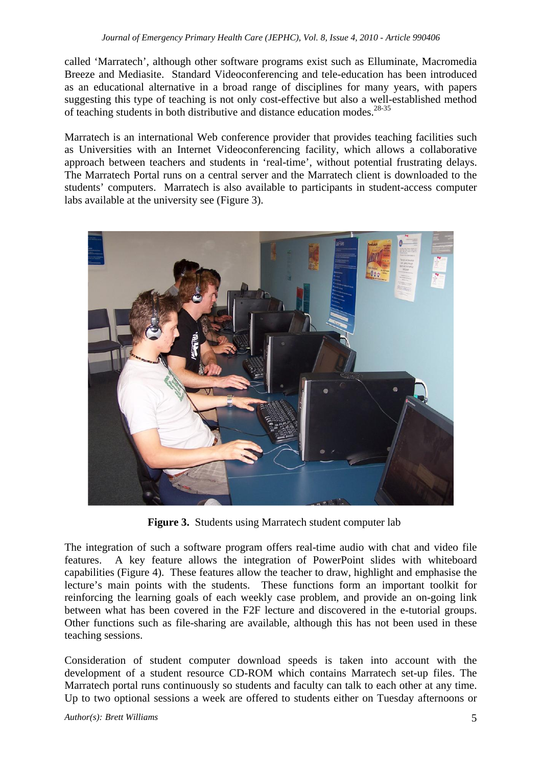called 'Marratech', although other software programs exist such as Elluminate, Macromedia Breeze and Mediasite. Standard Videoconferencing and tele-education has been introduced as an educational alternative in a broad range of disciplines for many years, with papers suggesting this type of teaching is not only cost-effective but also a well-established method of teaching students in both distributive and distance education modes.[28-35]

Marratech is an international Web conference provider that provides teaching facilities such as Universities with an Internet Videoconferencing facility, which allows a collaborative approach between teachers and students in 'real-time', without potential frustrating delays. The Marratech Portal runs on a central server and the Marratech client is downloaded to the students' computers. Marratech is also available to participants in student-access computer labs available at the university see (Figure 3).

**Figure 3.** Students using Marratech student computer lab

The integration of such a software program offers real-time audio with chat and video file features. A key feature allows the integration of PowerPoint slides with whiteboard capabilities (Figure 4). These features allow the teacher to draw, highlight and emphasise the lecture's main points with the students. These functions form an important toolkit for reinforcing the learning goals of each weekly case problem, and provide an on-going link between what has been covered in the F2F lecture and discovered in the e-tutorial groups. Other functions such as file-sharing are available, although this has not been used in these teaching sessions.

Consideration of student computer download speeds is taken into account with the development of a student resource CD-ROM which contains Marratech set-up files. The Marratech portal runs continuously so students and faculty can talk to each other at any time. Up to two optional sessions a week are offered to students either on Tuesday afternoons or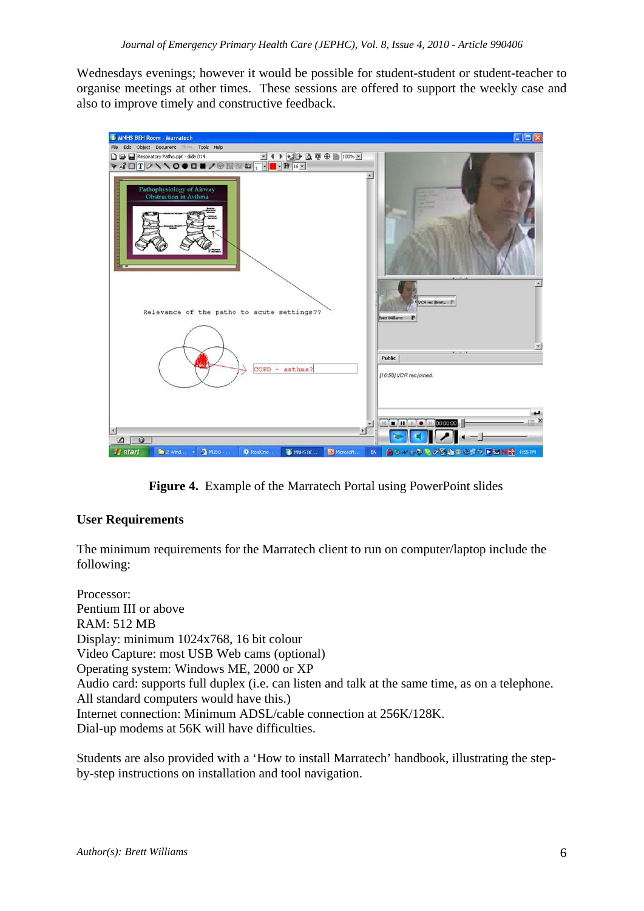Wednesdays evenings; however it would be possible for student-student or student-teacher to organise meetings at other times. These sessions are offered to support the weekly case and also to improve timely and constructive feedback.

**Figure 4.** Example of the Marratech Portal using PowerPoint slides

## User Requirements

The minimum requirements for the Marratech client to run on computer/laptop include the following:

Processor:
Pentium III or above
RAM: 512 MB
Display: minimum 1024x768, 16 bit colour
Video Capture: most USB Web cams (optional)
Operating system: Windows ME, 2000 or XP
Audio card: supports full duplex (i.e. can listen and talk at the same time, as on a telephone. All standard computers would have this.)
Internet connection: Minimum ADSL/cable connection at 256K/128K.
Dial-up modems at 56K will have difficulties.

Students are also provided with a 'How to install Marratech' handbook, illustrating the step-by-step instructions on installation and tool navigation.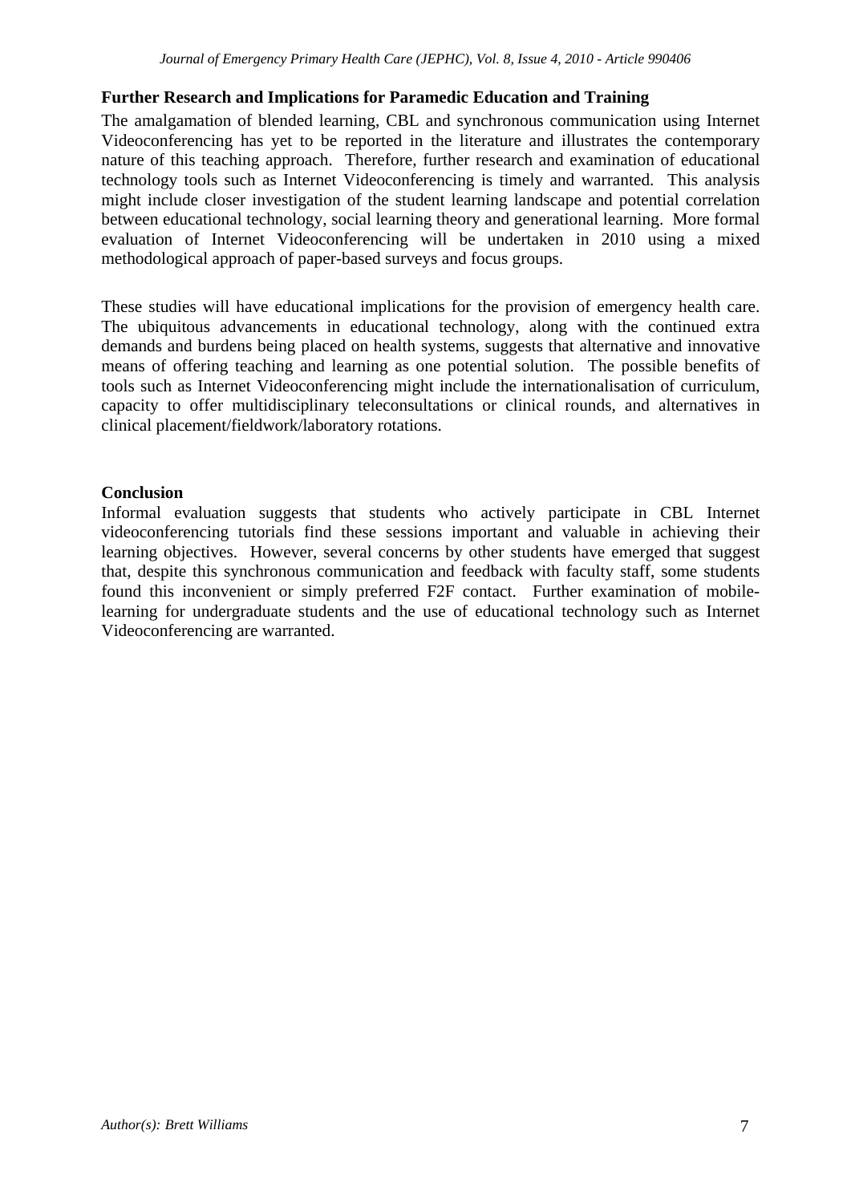## Further Research and Implications for Paramedic Education and Training

The amalgamation of blended learning, CBL and synchronous communication using Internet Videoconferencing has yet to be reported in the literature and illustrates the contemporary nature of this teaching approach. Therefore, further research and examination of educational technology tools such as Internet Videoconferencing is timely and warranted. This analysis might include closer investigation of the student learning landscape and potential correlation between educational technology, social learning theory and generational learning. More formal evaluation of Internet Videoconferencing will be undertaken in 2010 using a mixed methodological approach of paper-based surveys and focus groups.

These studies will have educational implications for the provision of emergency health care. The ubiquitous advancements in educational technology, along with the continued extra demands and burdens being placed on health systems, suggests that alternative and innovative means of offering teaching and learning as one potential solution. The possible benefits of tools such as Internet Videoconferencing might include the internationalisation of curriculum, capacity to offer multidisciplinary teleconsultations or clinical rounds, and alternatives in clinical placement/fieldwork/laboratory rotations.

## Conclusion

Informal evaluation suggests that students who actively participate in CBL Internet videoconferencing tutorials find these sessions important and valuable in achieving their learning objectives. However, several concerns by other students have emerged that suggest that, despite this synchronous communication and feedback with faculty staff, some students found this inconvenient or simply preferred F2F contact. Further examination of mobile-learning for undergraduate students and the use of educational technology such as Internet Videoconferencing are warranted.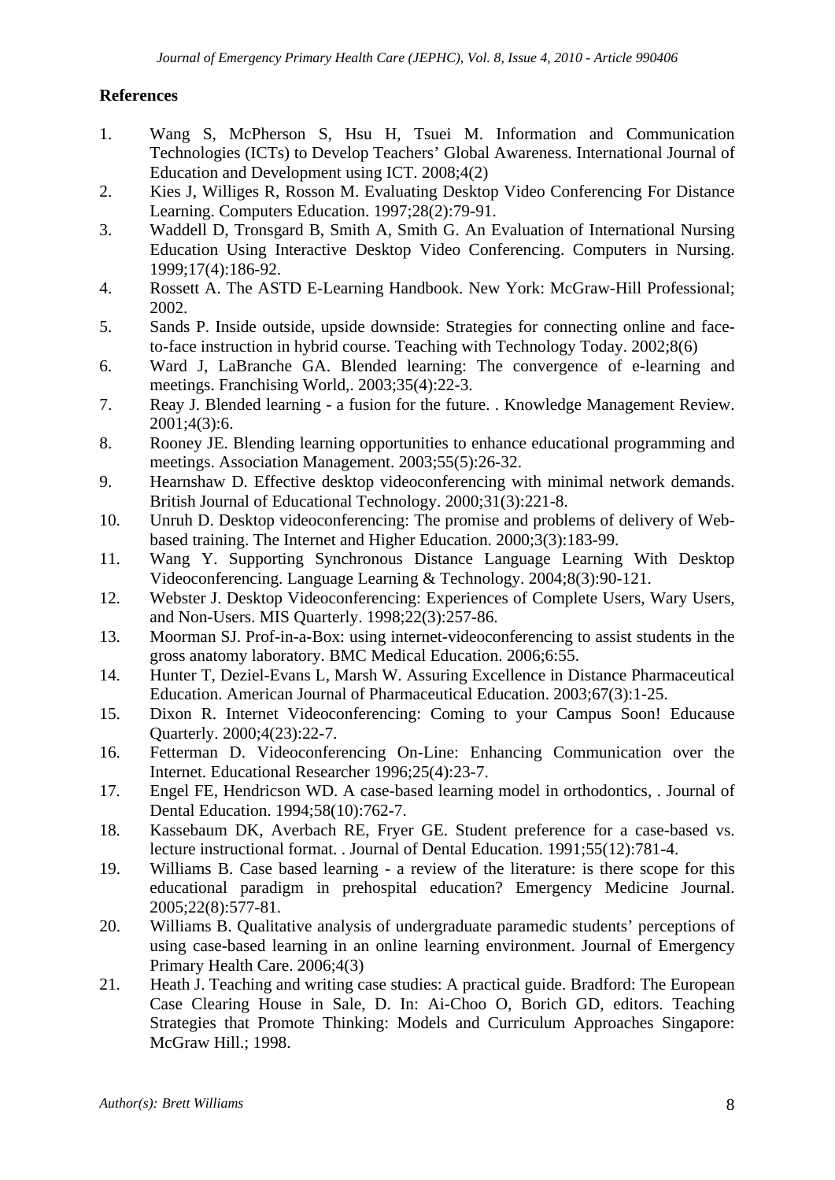**References**

1. Wang S, McPherson S, Hsu H, Tsuei M. Information and Communication Technologies (ICTs) to Develop Teachers' Global Awareness. International Journal of Education and Development using ICT. 2008;4(2)
2. Kies J, Williges R, Rosson M. Evaluating Desktop Video Conferencing For Distance Learning. Computers Education. 1997;28(2):79-91.
3. Waddell D, Tronsgard B, Smith A, Smith G. An Evaluation of International Nursing Education Using Interactive Desktop Video Conferencing. Computers in Nursing. 1999;17(4):186-92.
4. Rossett A. The ASTD E-Learning Handbook. New York: McGraw-Hill Professional; 2002.
5. Sands P. Inside outside, upside downside: Strategies for connecting online and face-to-face instruction in hybrid course. Teaching with Technology Today. 2002;8(6)
6. Ward J, LaBranche GA. Blended learning: The convergence of e-learning and meetings. Franchising World,. 2003;35(4):22-3.
7. Reay J. Blended learning - a fusion for the future. . Knowledge Management Review. 2001;4(3):6.
8. Rooney JE. Blending learning opportunities to enhance educational programming and meetings. Association Management. 2003;55(5):26-32.
9. Hearnshaw D. Effective desktop videoconferencing with minimal network demands. British Journal of Educational Technology. 2000;31(3):221-8.
10. Unruh D. Desktop videoconferencing: The promise and problems of delivery of Web-based training. The Internet and Higher Education. 2000;3(3):183-99.
11. Wang Y. Supporting Synchronous Distance Language Learning With Desktop Videoconferencing. Language Learning & Technology. 2004;8(3):90-121.
12. Webster J. Desktop Videoconferencing: Experiences of Complete Users, Wary Users, and Non-Users. MIS Quarterly. 1998;22(3):257-86.
13. Moorman SJ. Prof-in-a-Box: using internet-videoconferencing to assist students in the gross anatomy laboratory. BMC Medical Education. 2006;6:55.
14. Hunter T, Deziel-Evans L, Marsh W. Assuring Excellence in Distance Pharmaceutical Education. American Journal of Pharmaceutical Education. 2003;67(3):1-25.
15. Dixon R. Internet Videoconferencing: Coming to your Campus Soon! Educause Quarterly. 2000;4(23):22-7.
16. Fetterman D. Videoconferencing On-Line: Enhancing Communication over the Internet. Educational Researcher 1996;25(4):23-7.
17. Engel FE, Hendricson WD. A case-based learning model in orthodontics, . Journal of Dental Education. 1994;58(10):762-7.
18. Kassebaum DK, Averbach RE, Fryer GE. Student preference for a case-based vs. lecture instructional format. . Journal of Dental Education. 1991;55(12):781-4.
19. Williams B. Case based learning - a review of the literature: is there scope for this educational paradigm in prehospital education? Emergency Medicine Journal. 2005;22(8):577-81.
20. Williams B. Qualitative analysis of undergraduate paramedic students' perceptions of using case-based learning in an online learning environment. Journal of Emergency Primary Health Care. 2006;4(3)
21. Heath J. Teaching and writing case studies: A practical guide. Bradford: The European Case Clearing House in Sale, D. In: Ai-Choo O, Borich GD, editors. Teaching Strategies that Promote Thinking: Models and Curriculum Approaches Singapore: McGraw Hill.; 1998.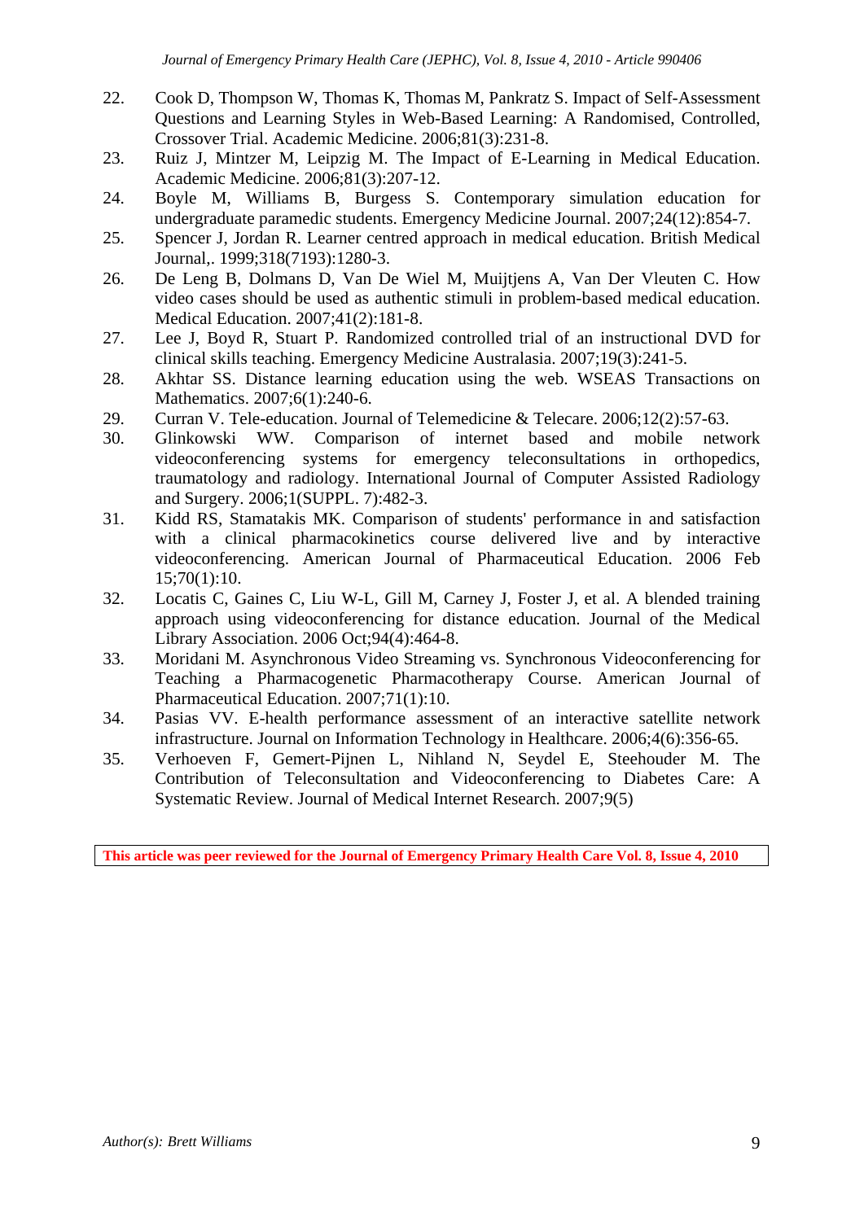22. Cook D, Thompson W, Thomas K, Thomas M, Pankratz S. Impact of Self-Assessment Questions and Learning Styles in Web-Based Learning: A Randomised, Controlled, Crossover Trial. Academic Medicine. 2006;81(3):231-8.
23. Ruiz J, Mintzer M, Leipzig M. The Impact of E-Learning in Medical Education. Academic Medicine. 2006;81(3):207-12.
24. Boyle M, Williams B, Burgess S. Contemporary simulation education for undergraduate paramedic students. Emergency Medicine Journal. 2007;24(12):854-7.
25. Spencer J, Jordan R. Learner centred approach in medical education. British Medical Journal,. 1999;318(7193):1280-3.
26. De Leng B, Dolmans D, Van De Wiel M, Muijtjens A, Van Der Vleuten C. How video cases should be used as authentic stimuli in problem-based medical education. Medical Education. 2007;41(2):181-8.
27. Lee J, Boyd R, Stuart P. Randomized controlled trial of an instructional DVD for clinical skills teaching. Emergency Medicine Australasia. 2007;19(3):241-5.
28. Akhtar SS. Distance learning education using the web. WSEAS Transactions on Mathematics. 2007;6(1):240-6.
29. Curran V. Tele-education. Journal of Telemedicine & Telecare. 2006;12(2):57-63.
30. Glinkowski WW. Comparison of internet based and mobile network videoconferencing systems for emergency teleconsultations in orthopedics, traumatology and radiology. International Journal of Computer Assisted Radiology and Surgery. 2006;1(SUPPL. 7):482-3.
31. Kidd RS, Stamatakis MK. Comparison of students' performance in and satisfaction with a clinical pharmacokinetics course delivered live and by interactive videoconferencing. American Journal of Pharmaceutical Education. 2006 Feb 15;70(1):10.
32. Locatis C, Gaines C, Liu W-L, Gill M, Carney J, Foster J, et al. A blended training approach using videoconferencing for distance education. Journal of the Medical Library Association. 2006 Oct;94(4):464-8.
33. Moridani M. Asynchronous Video Streaming vs. Synchronous Videoconferencing for Teaching a Pharmacogenetic Pharmacotherapy Course. American Journal of Pharmaceutical Education. 2007;71(1):10.
34. Pasias VV. E-health performance assessment of an interactive satellite network infrastructure. Journal on Information Technology in Healthcare. 2006;4(6):356-65.
35. Verhoeven F, Gemert-Pijnen L, Nihland N, Seydel E, Steehouder M. The Contribution of Teleconsultation and Videoconferencing to Diabetes Care: A Systematic Review. Journal of Medical Internet Research. 2007;9(5)

**This article was peer reviewed for the Journal of Emergency Primary Health Care Vol. 8, Issue 4, 2010**